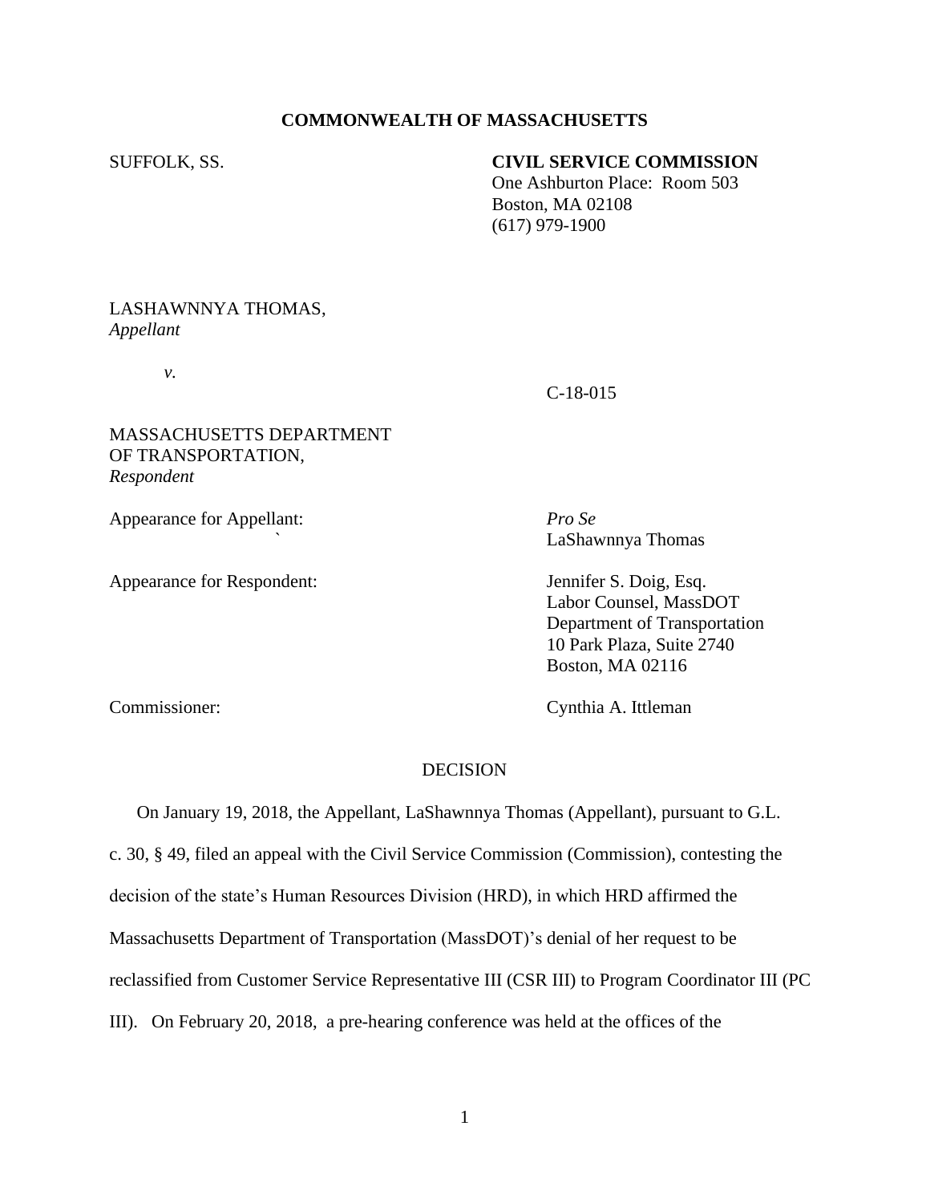**COMMONWEALTH OF MASSACHUSETTS**

SUFFOLK, SS.

**CIVIL SERVICE COMMISSION**
One Ashburton Place: Room 503
Boston, MA 02108
(617) 979-1900

LASHAWNNYA THOMAS,
*Appellant*

*v.*

C-18-015

MASSACHUSETTS DEPARTMENT OF TRANSPORTATION,
*Respondent*

Appearance for Appellant: *Pro Se*
LaShawnnya Thomas

Appearance for Respondent: Jennifer S. Doig, Esq.
Labor Counsel, MassDOT
Department of Transportation
10 Park Plaza, Suite 2740
Boston, MA 02116

Commissioner: Cynthia A. Ittleman

DECISION

On January 19, 2018, the Appellant, LaShawnnya Thomas (Appellant), pursuant to G.L. c. 30, § 49, filed an appeal with the Civil Service Commission (Commission), contesting the decision of the state's Human Resources Division (HRD), in which HRD affirmed the Massachusetts Department of Transportation (MassDOT)'s denial of her request to be reclassified from Customer Service Representative III (CSR III) to Program Coordinator III (PC III). On February 20, 2018, a pre-hearing conference was held at the offices of the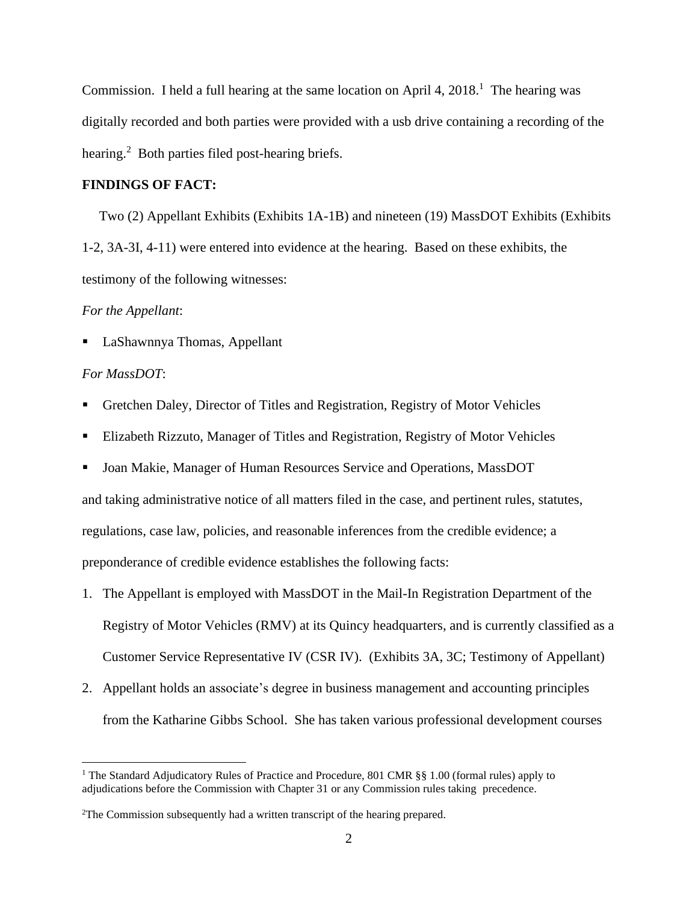Commission. I held a full hearing at the same location on April 4, 2018.[1] The hearing was digitally recorded and both parties were provided with a usb drive containing a recording of the hearing.[2] Both parties filed post-hearing briefs.

**FINDINGS OF FACT:**

Two (2) Appellant Exhibits (Exhibits 1A-1B) and nineteen (19) MassDOT Exhibits (Exhibits 1-2, 3A-3I, 4-11) were entered into evidence at the hearing. Based on these exhibits, the testimony of the following witnesses:

*For the Appellant*:

- LaShawnnya Thomas, Appellant

*For MassDOT*:

- Gretchen Daley, Director of Titles and Registration, Registry of Motor Vehicles
- Elizabeth Rizzuto, Manager of Titles and Registration, Registry of Motor Vehicles
- Joan Makie, Manager of Human Resources Service and Operations, MassDOT

and taking administrative notice of all matters filed in the case, and pertinent rules, statutes, regulations, case law, policies, and reasonable inferences from the credible evidence; a preponderance of credible evidence establishes the following facts:

1. The Appellant is employed with MassDOT in the Mail-In Registration Department of the Registry of Motor Vehicles (RMV) at its Quincy headquarters, and is currently classified as a Customer Service Representative IV (CSR IV). (Exhibits 3A, 3C; Testimony of Appellant)
2. Appellant holds an associate's degree in business management and accounting principles from the Katharine Gibbs School. She has taken various professional development courses

[1] The Standard Adjudicatory Rules of Practice and Procedure, 801 CMR §§ 1.00 (formal rules) apply to adjudications before the Commission with Chapter 31 or any Commission rules taking precedence.

[2] The Commission subsequently had a written transcript of the hearing prepared.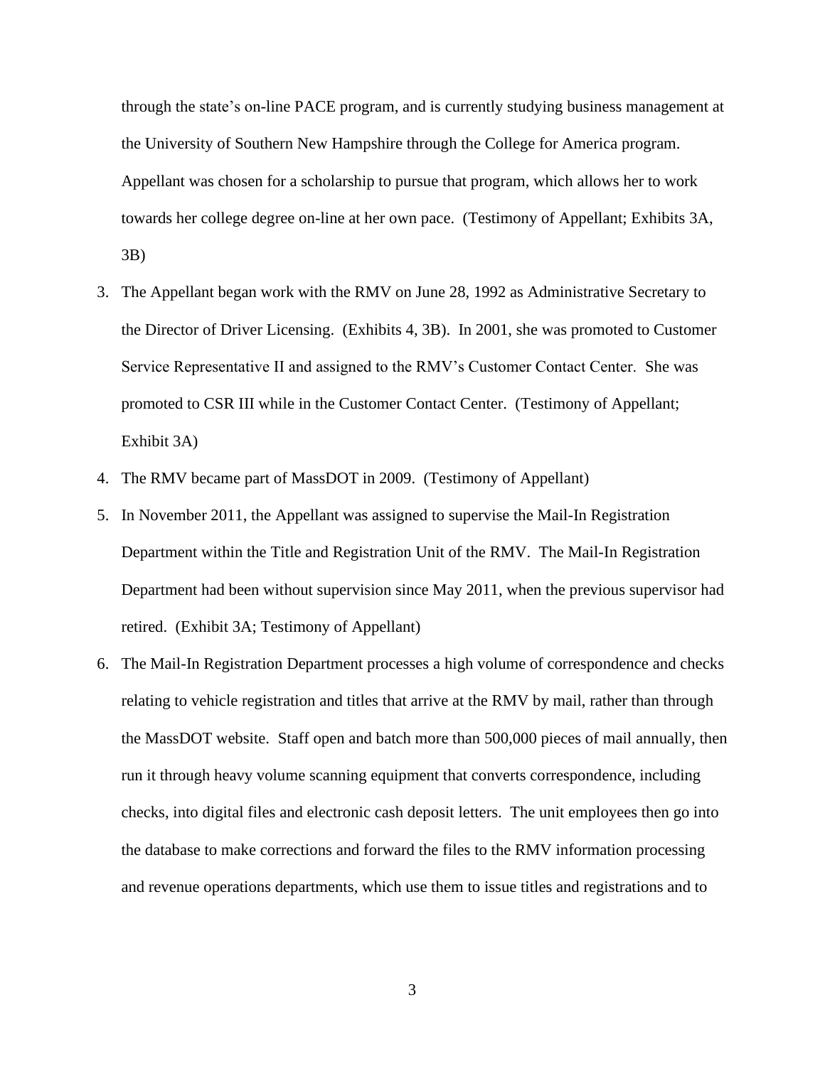through the state's on-line PACE program, and is currently studying business management at the University of Southern New Hampshire through the College for America program. Appellant was chosen for a scholarship to pursue that program, which allows her to work towards her college degree on-line at her own pace. (Testimony of Appellant; Exhibits 3A, 3B)

3. The Appellant began work with the RMV on June 28, 1992 as Administrative Secretary to the Director of Driver Licensing. (Exhibits 4, 3B). In 2001, she was promoted to Customer Service Representative II and assigned to the RMV's Customer Contact Center. She was promoted to CSR III while in the Customer Contact Center. (Testimony of Appellant; Exhibit 3A)
4. The RMV became part of MassDOT in 2009. (Testimony of Appellant)
5. In November 2011, the Appellant was assigned to supervise the Mail-In Registration Department within the Title and Registration Unit of the RMV. The Mail-In Registration Department had been without supervision since May 2011, when the previous supervisor had retired. (Exhibit 3A; Testimony of Appellant)
6. The Mail-In Registration Department processes a high volume of correspondence and checks relating to vehicle registration and titles that arrive at the RMV by mail, rather than through the MassDOT website. Staff open and batch more than 500,000 pieces of mail annually, then run it through heavy volume scanning equipment that converts correspondence, including checks, into digital files and electronic cash deposit letters. The unit employees then go into the database to make corrections and forward the files to the RMV information processing and revenue operations departments, which use them to issue titles and registrations and to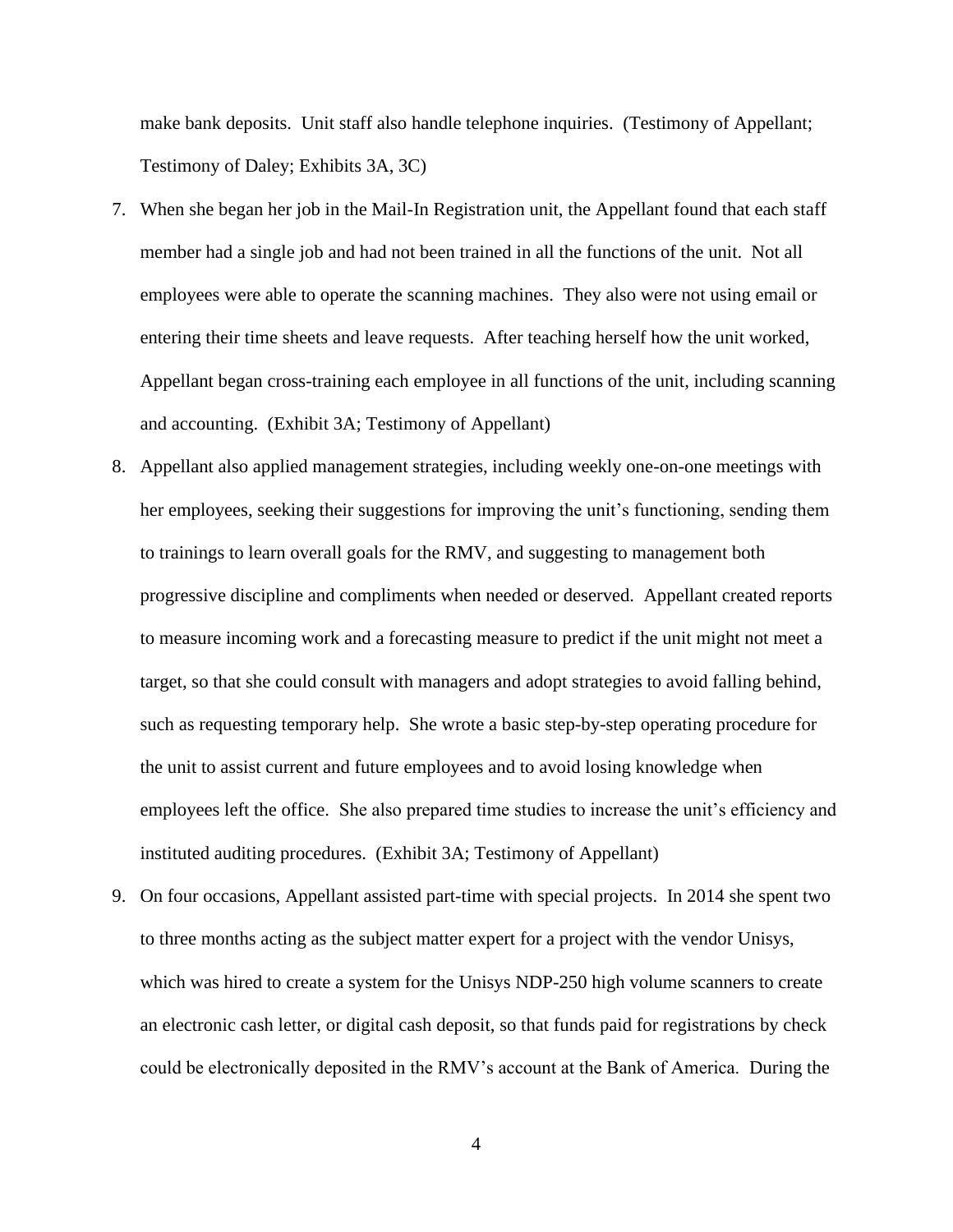make bank deposits. Unit staff also handle telephone inquiries. (Testimony of Appellant; Testimony of Daley; Exhibits 3A, 3C)

7. When she began her job in the Mail-In Registration unit, the Appellant found that each staff member had a single job and had not been trained in all the functions of the unit. Not all employees were able to operate the scanning machines. They also were not using email or entering their time sheets and leave requests. After teaching herself how the unit worked, Appellant began cross-training each employee in all functions of the unit, including scanning and accounting. (Exhibit 3A; Testimony of Appellant)

8. Appellant also applied management strategies, including weekly one-on-one meetings with her employees, seeking their suggestions for improving the unit's functioning, sending them to trainings to learn overall goals for the RMV, and suggesting to management both progressive discipline and compliments when needed or deserved. Appellant created reports to measure incoming work and a forecasting measure to predict if the unit might not meet a target, so that she could consult with managers and adopt strategies to avoid falling behind, such as requesting temporary help. She wrote a basic step-by-step operating procedure for the unit to assist current and future employees and to avoid losing knowledge when employees left the office. She also prepared time studies to increase the unit's efficiency and instituted auditing procedures. (Exhibit 3A; Testimony of Appellant)

9. On four occasions, Appellant assisted part-time with special projects. In 2014 she spent two to three months acting as the subject matter expert for a project with the vendor Unisys, which was hired to create a system for the Unisys NDP-250 high volume scanners to create an electronic cash letter, or digital cash deposit, so that funds paid for registrations by check could be electronically deposited in the RMV's account at the Bank of America. During the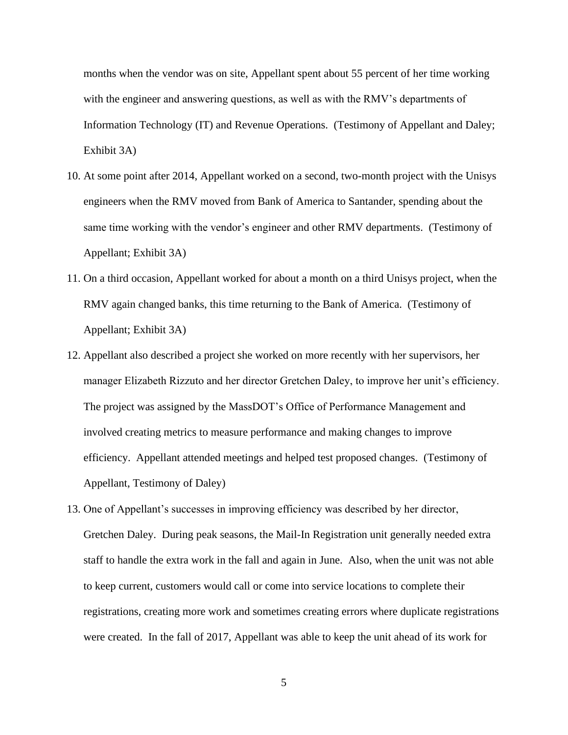months when the vendor was on site, Appellant spent about 55 percent of her time working with the engineer and answering questions, as well as with the RMV's departments of Information Technology (IT) and Revenue Operations. (Testimony of Appellant and Daley; Exhibit 3A)

10. At some point after 2014, Appellant worked on a second, two-month project with the Unisys engineers when the RMV moved from Bank of America to Santander, spending about the same time working with the vendor's engineer and other RMV departments. (Testimony of Appellant; Exhibit 3A)

11. On a third occasion, Appellant worked for about a month on a third Unisys project, when the RMV again changed banks, this time returning to the Bank of America. (Testimony of Appellant; Exhibit 3A)

12. Appellant also described a project she worked on more recently with her supervisors, her manager Elizabeth Rizzuto and her director Gretchen Daley, to improve her unit's efficiency. The project was assigned by the MassDOT's Office of Performance Management and involved creating metrics to measure performance and making changes to improve efficiency. Appellant attended meetings and helped test proposed changes. (Testimony of Appellant, Testimony of Daley)

13. One of Appellant's successes in improving efficiency was described by her director, Gretchen Daley. During peak seasons, the Mail-In Registration unit generally needed extra staff to handle the extra work in the fall and again in June. Also, when the unit was not able to keep current, customers would call or come into service locations to complete their registrations, creating more work and sometimes creating errors where duplicate registrations were created. In the fall of 2017, Appellant was able to keep the unit ahead of its work for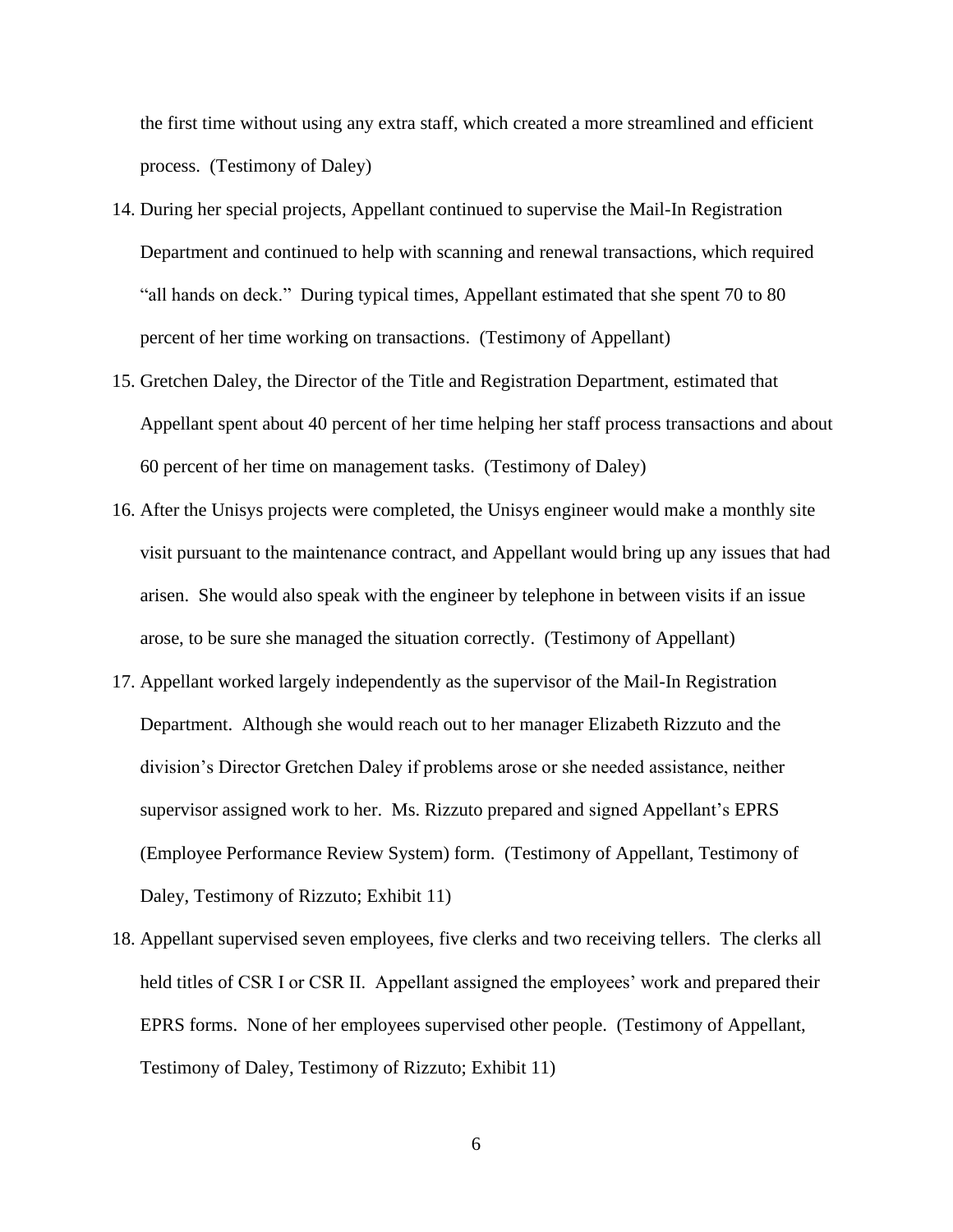the first time without using any extra staff, which created a more streamlined and efficient process. (Testimony of Daley)

14. During her special projects, Appellant continued to supervise the Mail-In Registration Department and continued to help with scanning and renewal transactions, which required "all hands on deck." During typical times, Appellant estimated that she spent 70 to 80 percent of her time working on transactions. (Testimony of Appellant)

15. Gretchen Daley, the Director of the Title and Registration Department, estimated that Appellant spent about 40 percent of her time helping her staff process transactions and about 60 percent of her time on management tasks. (Testimony of Daley)

16. After the Unisys projects were completed, the Unisys engineer would make a monthly site visit pursuant to the maintenance contract, and Appellant would bring up any issues that had arisen. She would also speak with the engineer by telephone in between visits if an issue arose, to be sure she managed the situation correctly. (Testimony of Appellant)

17. Appellant worked largely independently as the supervisor of the Mail-In Registration Department. Although she would reach out to her manager Elizabeth Rizzuto and the division's Director Gretchen Daley if problems arose or she needed assistance, neither supervisor assigned work to her. Ms. Rizzuto prepared and signed Appellant's EPRS (Employee Performance Review System) form. (Testimony of Appellant, Testimony of Daley, Testimony of Rizzuto; Exhibit 11)

18. Appellant supervised seven employees, five clerks and two receiving tellers. The clerks all held titles of CSR I or CSR II. Appellant assigned the employees' work and prepared their EPRS forms. None of her employees supervised other people. (Testimony of Appellant, Testimony of Daley, Testimony of Rizzuto; Exhibit 11)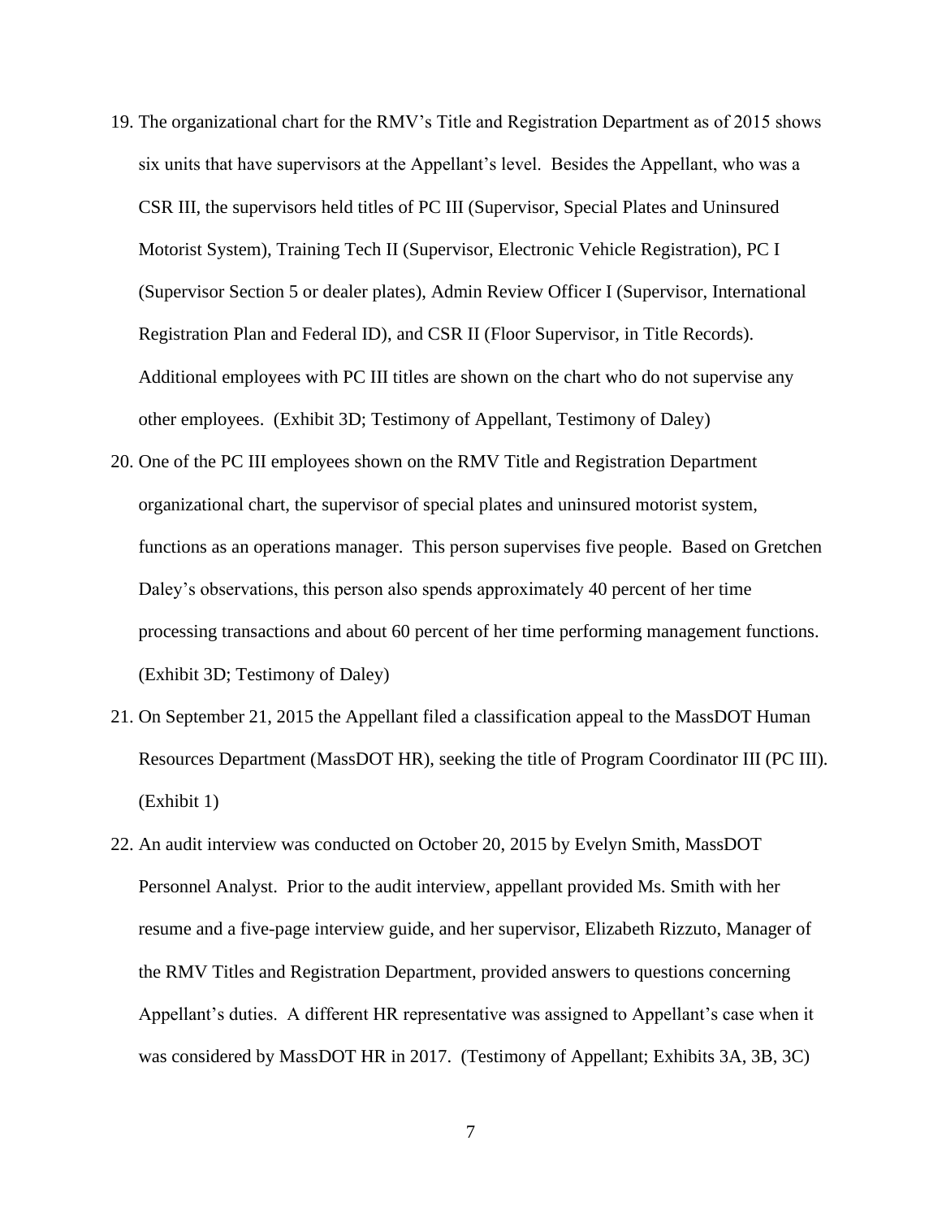19. The organizational chart for the RMV's Title and Registration Department as of 2015 shows six units that have supervisors at the Appellant's level. Besides the Appellant, who was a CSR III, the supervisors held titles of PC III (Supervisor, Special Plates and Uninsured Motorist System), Training Tech II (Supervisor, Electronic Vehicle Registration), PC I (Supervisor Section 5 or dealer plates), Admin Review Officer I (Supervisor, International Registration Plan and Federal ID), and CSR II (Floor Supervisor, in Title Records). Additional employees with PC III titles are shown on the chart who do not supervise any other employees. (Exhibit 3D; Testimony of Appellant, Testimony of Daley)

20. One of the PC III employees shown on the RMV Title and Registration Department organizational chart, the supervisor of special plates and uninsured motorist system, functions as an operations manager. This person supervises five people. Based on Gretchen Daley's observations, this person also spends approximately 40 percent of her time processing transactions and about 60 percent of her time performing management functions. (Exhibit 3D; Testimony of Daley)

21. On September 21, 2015 the Appellant filed a classification appeal to the MassDOT Human Resources Department (MassDOT HR), seeking the title of Program Coordinator III (PC III). (Exhibit 1)

22. An audit interview was conducted on October 20, 2015 by Evelyn Smith, MassDOT Personnel Analyst. Prior to the audit interview, appellant provided Ms. Smith with her resume and a five-page interview guide, and her supervisor, Elizabeth Rizzuto, Manager of the RMV Titles and Registration Department, provided answers to questions concerning Appellant's duties. A different HR representative was assigned to Appellant's case when it was considered by MassDOT HR in 2017. (Testimony of Appellant; Exhibits 3A, 3B, 3C)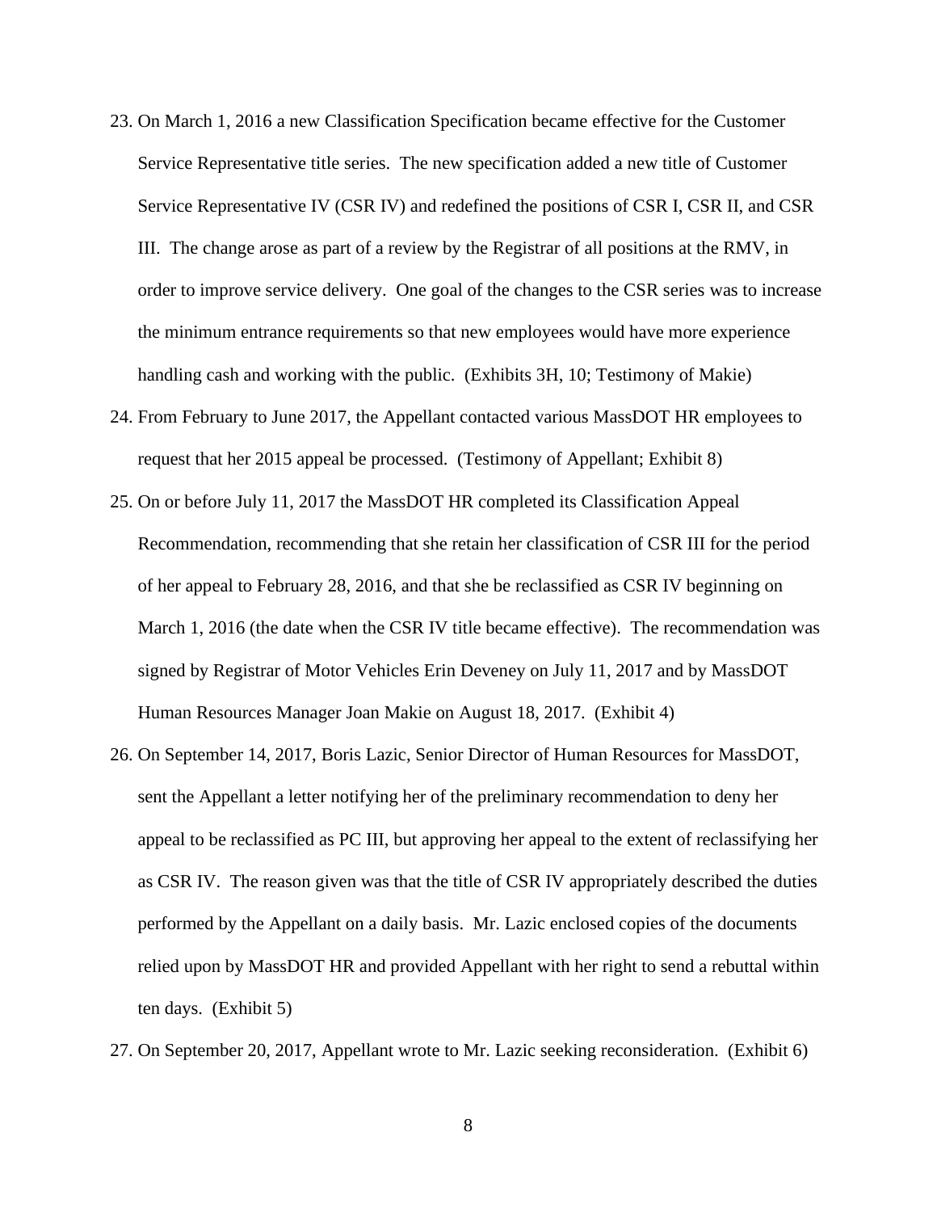23. On March 1, 2016 a new Classification Specification became effective for the Customer Service Representative title series. The new specification added a new title of Customer Service Representative IV (CSR IV) and redefined the positions of CSR I, CSR II, and CSR III. The change arose as part of a review by the Registrar of all positions at the RMV, in order to improve service delivery. One goal of the changes to the CSR series was to increase the minimum entrance requirements so that new employees would have more experience handling cash and working with the public. (Exhibits 3H, 10; Testimony of Makie)
24. From February to June 2017, the Appellant contacted various MassDOT HR employees to request that her 2015 appeal be processed. (Testimony of Appellant; Exhibit 8)
25. On or before July 11, 2017 the MassDOT HR completed its Classification Appeal Recommendation, recommending that she retain her classification of CSR III for the period of her appeal to February 28, 2016, and that she be reclassified as CSR IV beginning on March 1, 2016 (the date when the CSR IV title became effective). The recommendation was signed by Registrar of Motor Vehicles Erin Deveney on July 11, 2017 and by MassDOT Human Resources Manager Joan Makie on August 18, 2017. (Exhibit 4)
26. On September 14, 2017, Boris Lazic, Senior Director of Human Resources for MassDOT, sent the Appellant a letter notifying her of the preliminary recommendation to deny her appeal to be reclassified as PC III, but approving her appeal to the extent of reclassifying her as CSR IV. The reason given was that the title of CSR IV appropriately described the duties performed by the Appellant on a daily basis. Mr. Lazic enclosed copies of the documents relied upon by MassDOT HR and provided Appellant with her right to send a rebuttal within ten days. (Exhibit 5)
27. On September 20, 2017, Appellant wrote to Mr. Lazic seeking reconsideration. (Exhibit 6)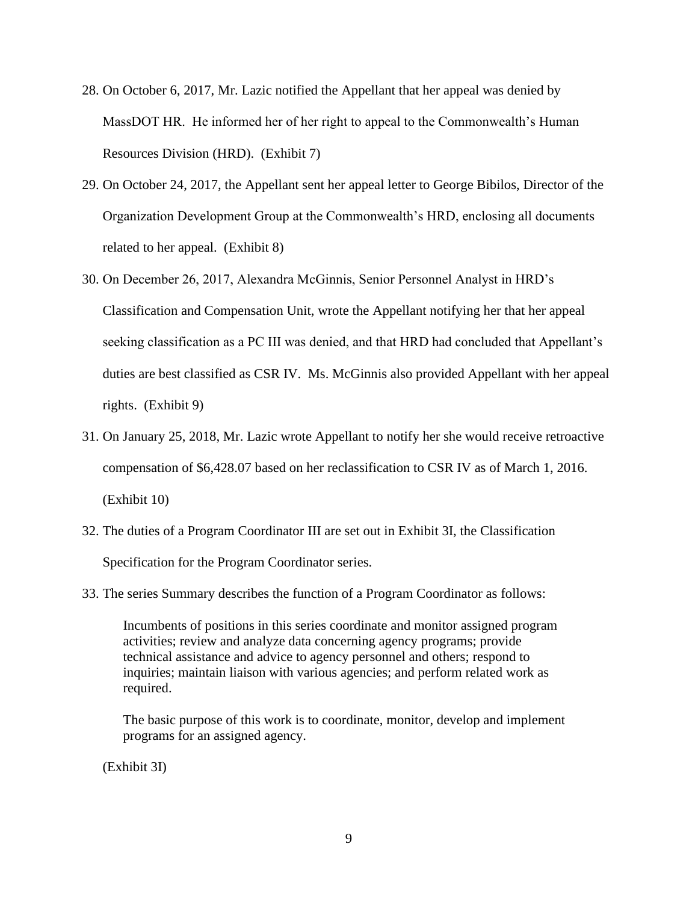28. On October 6, 2017, Mr. Lazic notified the Appellant that her appeal was denied by MassDOT HR. He informed her of her right to appeal to the Commonwealth's Human Resources Division (HRD). (Exhibit 7)

29. On October 24, 2017, the Appellant sent her appeal letter to George Bibilos, Director of the Organization Development Group at the Commonwealth's HRD, enclosing all documents related to her appeal. (Exhibit 8)

30. On December 26, 2017, Alexandra McGinnis, Senior Personnel Analyst in HRD's Classification and Compensation Unit, wrote the Appellant notifying her that her appeal seeking classification as a PC III was denied, and that HRD had concluded that Appellant's duties are best classified as CSR IV. Ms. McGinnis also provided Appellant with her appeal rights. (Exhibit 9)

31. On January 25, 2018, Mr. Lazic wrote Appellant to notify her she would receive retroactive compensation of $6,428.07 based on her reclassification to CSR IV as of March 1, 2016. (Exhibit 10)

32. The duties of a Program Coordinator III are set out in Exhibit 3I, the Classification Specification for the Program Coordinator series.

33. The series Summary describes the function of a Program Coordinator as follows:

    Incumbents of positions in this series coordinate and monitor assigned program activities; review and analyze data concerning agency programs; provide technical assistance and advice to agency personnel and others; respond to inquiries; maintain liaison with various agencies; and perform related work as required.

    The basic purpose of this work is to coordinate, monitor, develop and implement programs for an assigned agency.

    (Exhibit 3I)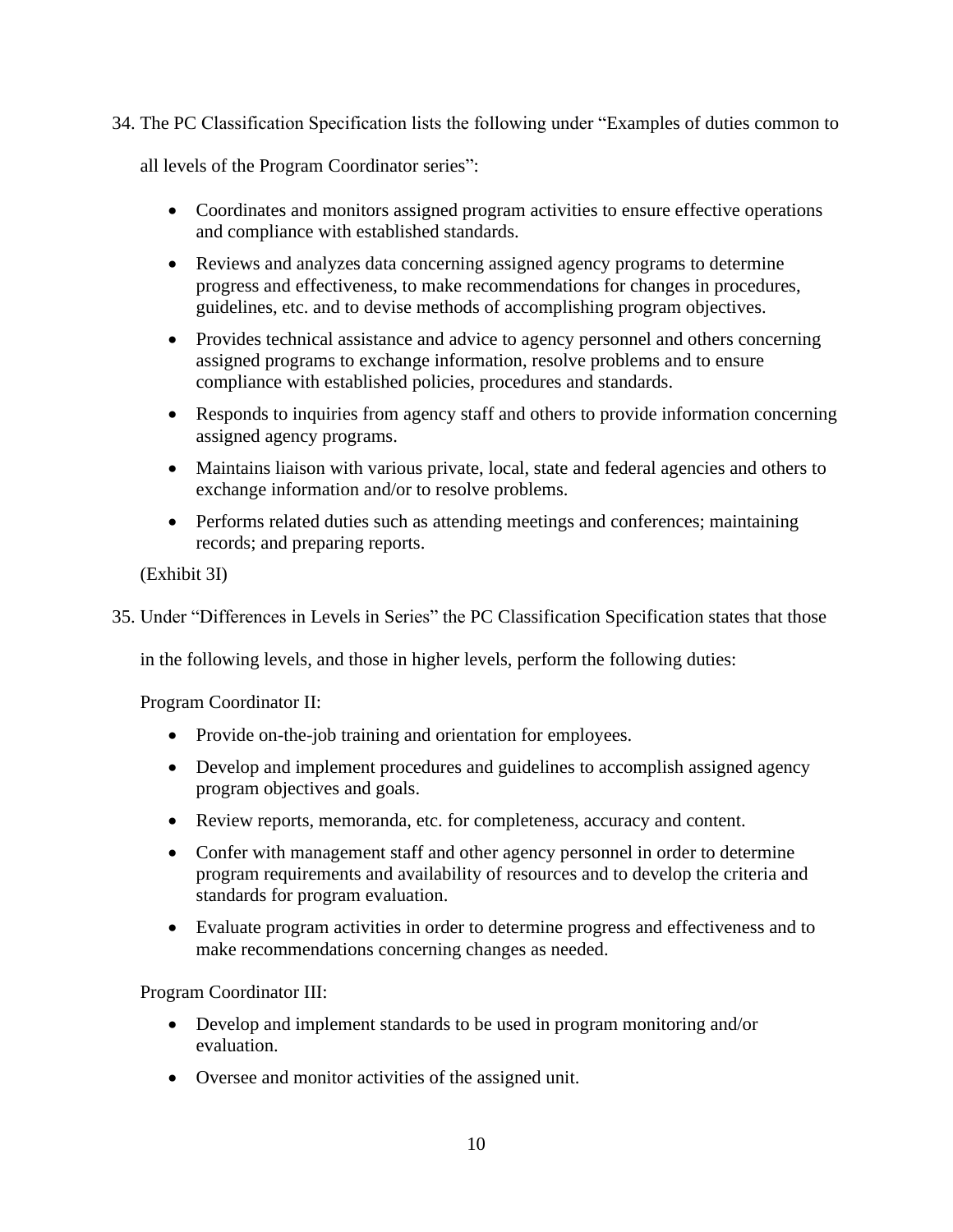34. The PC Classification Specification lists the following under "Examples of duties common to all levels of the Program Coordinator series":

    - Coordinates and monitors assigned program activities to ensure effective operations and compliance with established standards.
    - Reviews and analyzes data concerning assigned agency programs to determine progress and effectiveness, to make recommendations for changes in procedures, guidelines, etc. and to devise methods of accomplishing program objectives.
    - Provides technical assistance and advice to agency personnel and others concerning assigned programs to exchange information, resolve problems and to ensure compliance with established policies, procedures and standards.
    - Responds to inquiries from agency staff and others to provide information concerning assigned agency programs.
    - Maintains liaison with various private, local, state and federal agencies and others to exchange information and/or to resolve problems.
    - Performs related duties such as attending meetings and conferences; maintaining records; and preparing reports.

    (Exhibit 3I)

35. Under "Differences in Levels in Series" the PC Classification Specification states that those in the following levels, and those in higher levels, perform the following duties:

    Program Coordinator II:

    - Provide on-the-job training and orientation for employees.
    - Develop and implement procedures and guidelines to accomplish assigned agency program objectives and goals.
    - Review reports, memoranda, etc. for completeness, accuracy and content.
    - Confer with management staff and other agency personnel in order to determine program requirements and availability of resources and to develop the criteria and standards for program evaluation.
    - Evaluate program activities in order to determine progress and effectiveness and to make recommendations concerning changes as needed.

    Program Coordinator III:

    - Develop and implement standards to be used in program monitoring and/or evaluation.
    - Oversee and monitor activities of the assigned unit.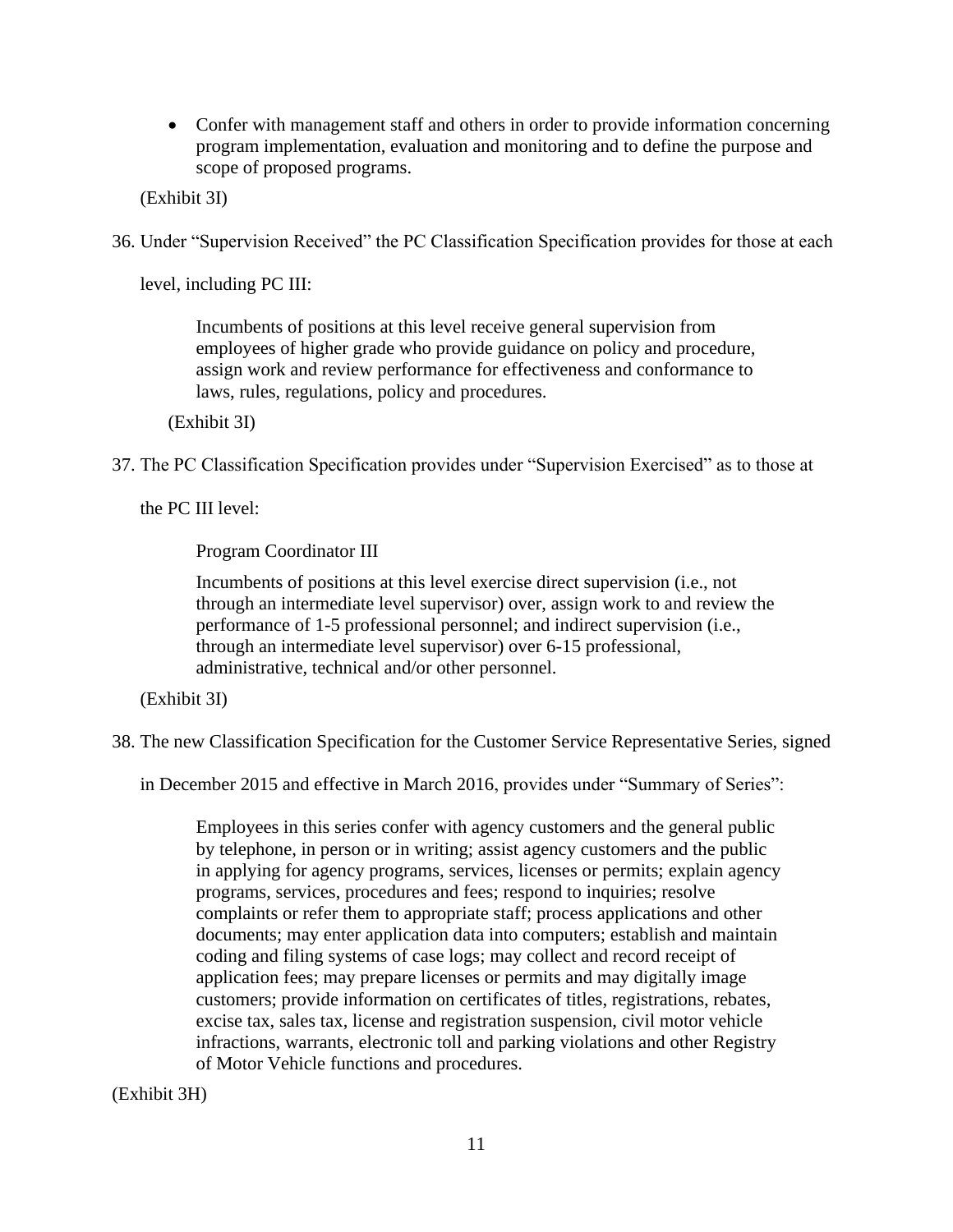- Confer with management staff and others in order to provide information concerning program implementation, evaluation and monitoring and to define the purpose and scope of proposed programs.

(Exhibit 3I)

36. Under "Supervision Received" the PC Classification Specification provides for those at each level, including PC III:

> Incumbents of positions at this level receive general supervision from employees of higher grade who provide guidance on policy and procedure, assign work and review performance for effectiveness and conformance to laws, rules, regulations, policy and procedures.

(Exhibit 3I)

37. The PC Classification Specification provides under "Supervision Exercised" as to those at the PC III level:

> Program Coordinator III
>
> Incumbents of positions at this level exercise direct supervision (i.e., not through an intermediate level supervisor) over, assign work to and review the performance of 1-5 professional personnel; and indirect supervision (i.e., through an intermediate level supervisor) over 6-15 professional, administrative, technical and/or other personnel.

(Exhibit 3I)

38. The new Classification Specification for the Customer Service Representative Series, signed in December 2015 and effective in March 2016, provides under "Summary of Series":

> Employees in this series confer with agency customers and the general public by telephone, in person or in writing; assist agency customers and the public in applying for agency programs, services, licenses or permits; explain agency programs, services, procedures and fees; respond to inquiries; resolve complaints or refer them to appropriate staff; process applications and other documents; may enter application data into computers; establish and maintain coding and filing systems of case logs; may collect and record receipt of application fees; may prepare licenses or permits and may digitally image customers; provide information on certificates of titles, registrations, rebates, excise tax, sales tax, license and registration suspension, civil motor vehicle infractions, warrants, electronic toll and parking violations and other Registry of Motor Vehicle functions and procedures.

(Exhibit 3H)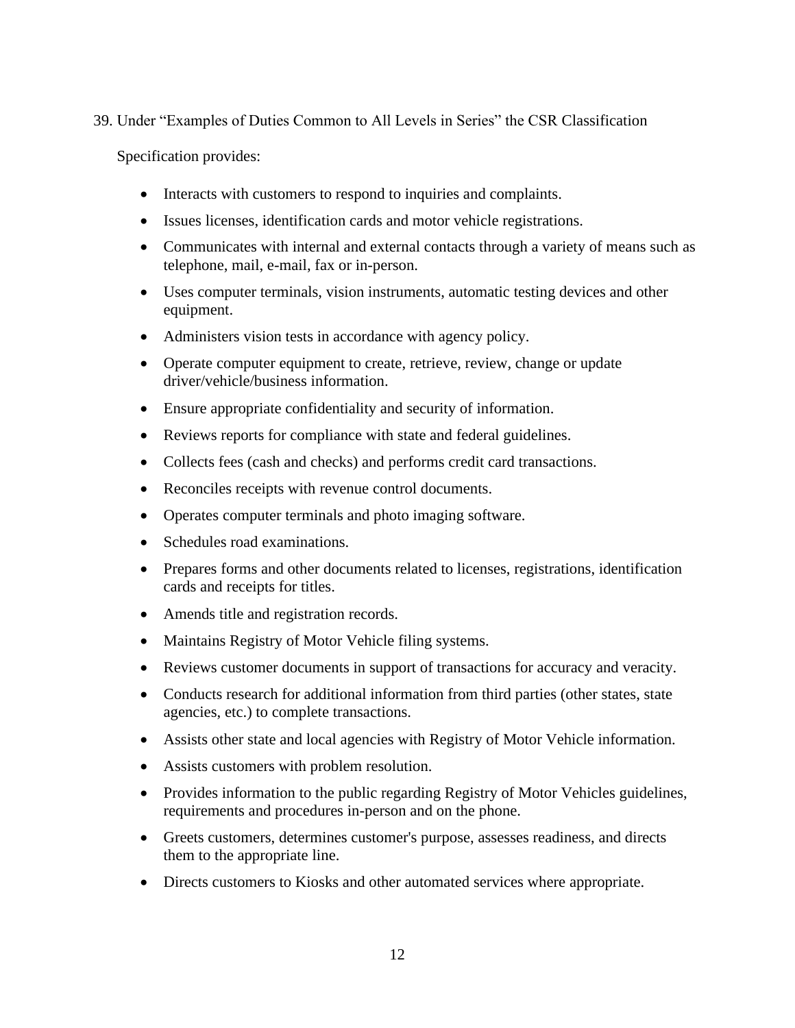39. Under "Examples of Duties Common to All Levels in Series" the CSR Classification Specification provides:

- Interacts with customers to respond to inquiries and complaints.
- Issues licenses, identification cards and motor vehicle registrations.
- Communicates with internal and external contacts through a variety of means such as telephone, mail, e-mail, fax or in-person.
- Uses computer terminals, vision instruments, automatic testing devices and other equipment.
- Administers vision tests in accordance with agency policy.
- Operate computer equipment to create, retrieve, review, change or update driver/vehicle/business information.
- Ensure appropriate confidentiality and security of information.
- Reviews reports for compliance with state and federal guidelines.
- Collects fees (cash and checks) and performs credit card transactions.
- Reconciles receipts with revenue control documents.
- Operates computer terminals and photo imaging software.
- Schedules road examinations.
- Prepares forms and other documents related to licenses, registrations, identification cards and receipts for titles.
- Amends title and registration records.
- Maintains Registry of Motor Vehicle filing systems.
- Reviews customer documents in support of transactions for accuracy and veracity.
- Conducts research for additional information from third parties (other states, state agencies, etc.) to complete transactions.
- Assists other state and local agencies with Registry of Motor Vehicle information.
- Assists customers with problem resolution.
- Provides information to the public regarding Registry of Motor Vehicles guidelines, requirements and procedures in-person and on the phone.
- Greets customers, determines customer's purpose, assesses readiness, and directs them to the appropriate line.
- Directs customers to Kiosks and other automated services where appropriate.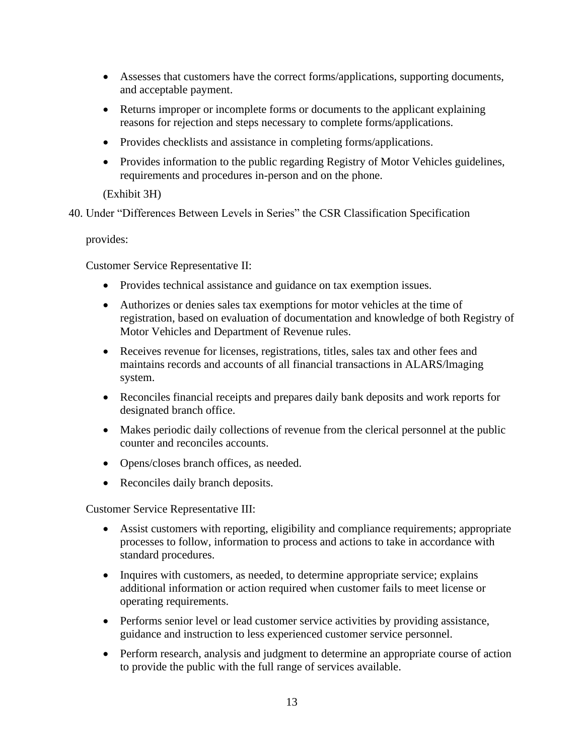- Assesses that customers have the correct forms/applications, supporting documents, and acceptable payment.
- Returns improper or incomplete forms or documents to the applicant explaining reasons for rejection and steps necessary to complete forms/applications.
- Provides checklists and assistance in completing forms/applications.
- Provides information to the public regarding Registry of Motor Vehicles guidelines, requirements and procedures in-person and on the phone.

(Exhibit 3H)

40. Under "Differences Between Levels in Series" the CSR Classification Specification provides:

Customer Service Representative II:

- Provides technical assistance and guidance on tax exemption issues.
- Authorizes or denies sales tax exemptions for motor vehicles at the time of registration, based on evaluation of documentation and knowledge of both Registry of Motor Vehicles and Department of Revenue rules.
- Receives revenue for licenses, registrations, titles, sales tax and other fees and maintains records and accounts of all financial transactions in ALARS/lmaging system.
- Reconciles financial receipts and prepares daily bank deposits and work reports for designated branch office.
- Makes periodic daily collections of revenue from the clerical personnel at the public counter and reconciles accounts.
- Opens/closes branch offices, as needed.
- Reconciles daily branch deposits.

Customer Service Representative III:

- Assist customers with reporting, eligibility and compliance requirements; appropriate processes to follow, information to process and actions to take in accordance with standard procedures.
- Inquires with customers, as needed, to determine appropriate service; explains additional information or action required when customer fails to meet license or operating requirements.
- Performs senior level or lead customer service activities by providing assistance, guidance and instruction to less experienced customer service personnel.
- Perform research, analysis and judgment to determine an appropriate course of action to provide the public with the full range of services available.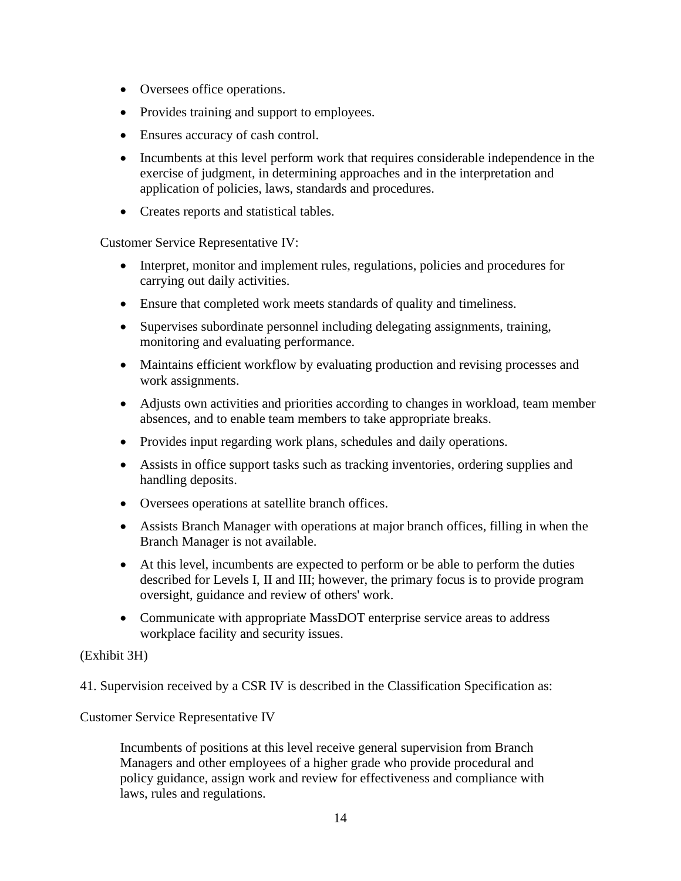- Oversees office operations.
- Provides training and support to employees.
- Ensures accuracy of cash control.
- Incumbents at this level perform work that requires considerable independence in the exercise of judgment, in determining approaches and in the interpretation and application of policies, laws, standards and procedures.
- Creates reports and statistical tables.

Customer Service Representative IV:

- Interpret, monitor and implement rules, regulations, policies and procedures for carrying out daily activities.
- Ensure that completed work meets standards of quality and timeliness.
- Supervises subordinate personnel including delegating assignments, training, monitoring and evaluating performance.
- Maintains efficient workflow by evaluating production and revising processes and work assignments.
- Adjusts own activities and priorities according to changes in workload, team member absences, and to enable team members to take appropriate breaks.
- Provides input regarding work plans, schedules and daily operations.
- Assists in office support tasks such as tracking inventories, ordering supplies and handling deposits.
- Oversees operations at satellite branch offices.
- Assists Branch Manager with operations at major branch offices, filling in when the Branch Manager is not available.
- At this level, incumbents are expected to perform or be able to perform the duties described for Levels I, II and III; however, the primary focus is to provide program oversight, guidance and review of others' work.
- Communicate with appropriate MassDOT enterprise service areas to address workplace facility and security issues.

(Exhibit 3H)

41. Supervision received by a CSR IV is described in the Classification Specification as:

Customer Service Representative IV

> Incumbents of positions at this level receive general supervision from Branch Managers and other employees of a higher grade who provide procedural and policy guidance, assign work and review for effectiveness and compliance with laws, rules and regulations.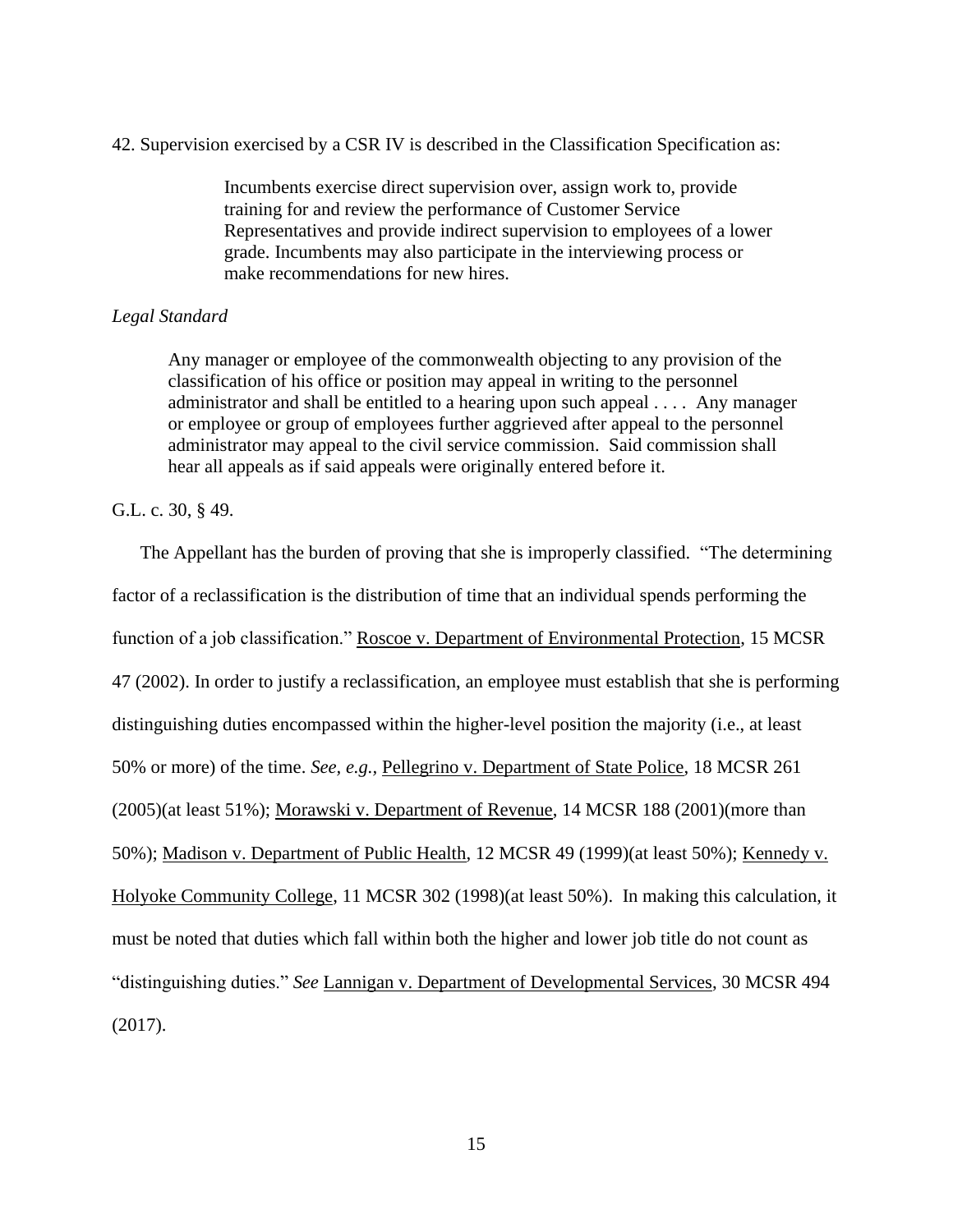42. Supervision exercised by a CSR IV is described in the Classification Specification as:

> Incumbents exercise direct supervision over, assign work to, provide training for and review the performance of Customer Service Representatives and provide indirect supervision to employees of a lower grade. Incumbents may also participate in the interviewing process or make recommendations for new hires.

*Legal Standard*

> Any manager or employee of the commonwealth objecting to any provision of the classification of his office or position may appeal in writing to the personnel administrator and shall be entitled to a hearing upon such appeal . . . . Any manager or employee or group of employees further aggrieved after appeal to the personnel administrator may appeal to the civil service commission. Said commission shall hear all appeals as if said appeals were originally entered before it.

G.L. c. 30, § 49.

The Appellant has the burden of proving that she is improperly classified. "The determining factor of a reclassification is the distribution of time that an individual spends performing the function of a job classification." Roscoe v. Department of Environmental Protection, 15 MCSR 47 (2002). In order to justify a reclassification, an employee must establish that she is performing distinguishing duties encompassed within the higher-level position the majority (i.e., at least 50% or more) of the time. *See, e.g.,* Pellegrino v. Department of State Police, 18 MCSR 261 (2005)(at least 51%); Morawski v. Department of Revenue, 14 MCSR 188 (2001)(more than 50%); Madison v. Department of Public Health, 12 MCSR 49 (1999)(at least 50%); Kennedy v. Holyoke Community College, 11 MCSR 302 (1998)(at least 50%). In making this calculation, it must be noted that duties which fall within both the higher and lower job title do not count as "distinguishing duties." *See* Lannigan v. Department of Developmental Services, 30 MCSR 494 (2017).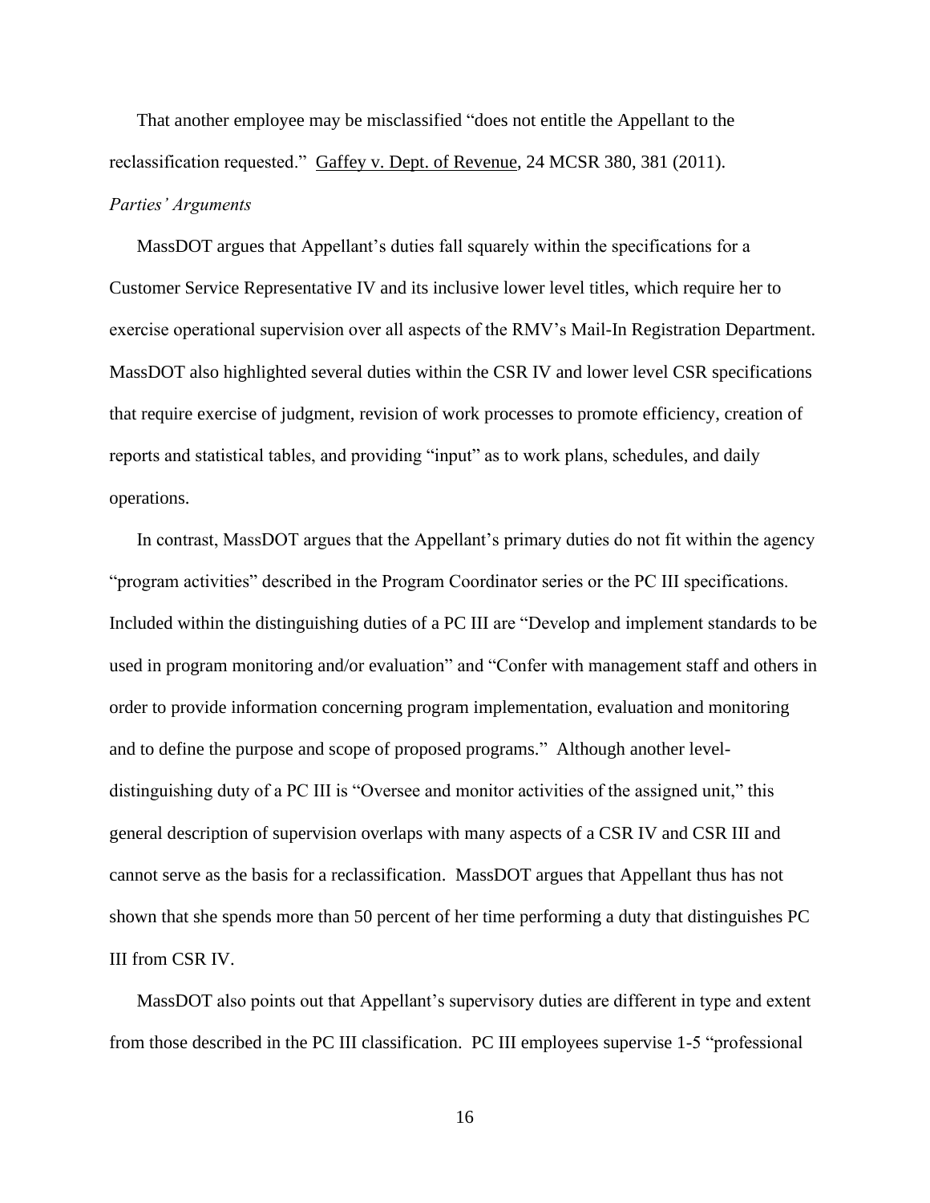That another employee may be misclassified "does not entitle the Appellant to the reclassification requested." Gaffey v. Dept. of Revenue, 24 MCSR 380, 381 (2011).

*Parties' Arguments*

MassDOT argues that Appellant's duties fall squarely within the specifications for a Customer Service Representative IV and its inclusive lower level titles, which require her to exercise operational supervision over all aspects of the RMV's Mail-In Registration Department. MassDOT also highlighted several duties within the CSR IV and lower level CSR specifications that require exercise of judgment, revision of work processes to promote efficiency, creation of reports and statistical tables, and providing "input" as to work plans, schedules, and daily operations.

In contrast, MassDOT argues that the Appellant's primary duties do not fit within the agency "program activities" described in the Program Coordinator series or the PC III specifications. Included within the distinguishing duties of a PC III are "Develop and implement standards to be used in program monitoring and/or evaluation" and "Confer with management staff and others in order to provide information concerning program implementation, evaluation and monitoring and to define the purpose and scope of proposed programs." Although another level-distinguishing duty of a PC III is "Oversee and monitor activities of the assigned unit," this general description of supervision overlaps with many aspects of a CSR IV and CSR III and cannot serve as the basis for a reclassification. MassDOT argues that Appellant thus has not shown that she spends more than 50 percent of her time performing a duty that distinguishes PC III from CSR IV.

MassDOT also points out that Appellant's supervisory duties are different in type and extent from those described in the PC III classification. PC III employees supervise 1-5 "professional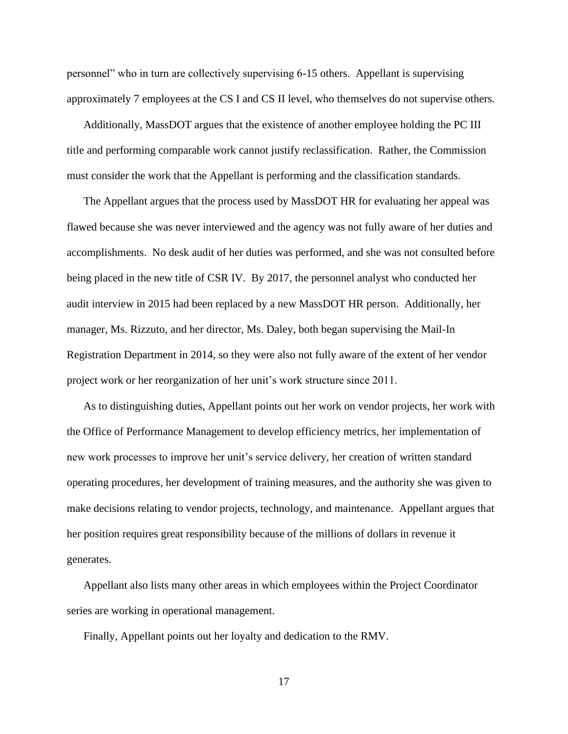personnel" who in turn are collectively supervising 6-15 others. Appellant is supervising approximately 7 employees at the CS I and CS II level, who themselves do not supervise others.

Additionally, MassDOT argues that the existence of another employee holding the PC III title and performing comparable work cannot justify reclassification. Rather, the Commission must consider the work that the Appellant is performing and the classification standards.

The Appellant argues that the process used by MassDOT HR for evaluating her appeal was flawed because she was never interviewed and the agency was not fully aware of her duties and accomplishments. No desk audit of her duties was performed, and she was not consulted before being placed in the new title of CSR IV. By 2017, the personnel analyst who conducted her audit interview in 2015 had been replaced by a new MassDOT HR person. Additionally, her manager, Ms. Rizzuto, and her director, Ms. Daley, both began supervising the Mail-In Registration Department in 2014, so they were also not fully aware of the extent of her vendor project work or her reorganization of her unit's work structure since 2011.

As to distinguishing duties, Appellant points out her work on vendor projects, her work with the Office of Performance Management to develop efficiency metrics, her implementation of new work processes to improve her unit's service delivery, her creation of written standard operating procedures, her development of training measures, and the authority she was given to make decisions relating to vendor projects, technology, and maintenance. Appellant argues that her position requires great responsibility because of the millions of dollars in revenue it generates.

Appellant also lists many other areas in which employees within the Project Coordinator series are working in operational management.

Finally, Appellant points out her loyalty and dedication to the RMV.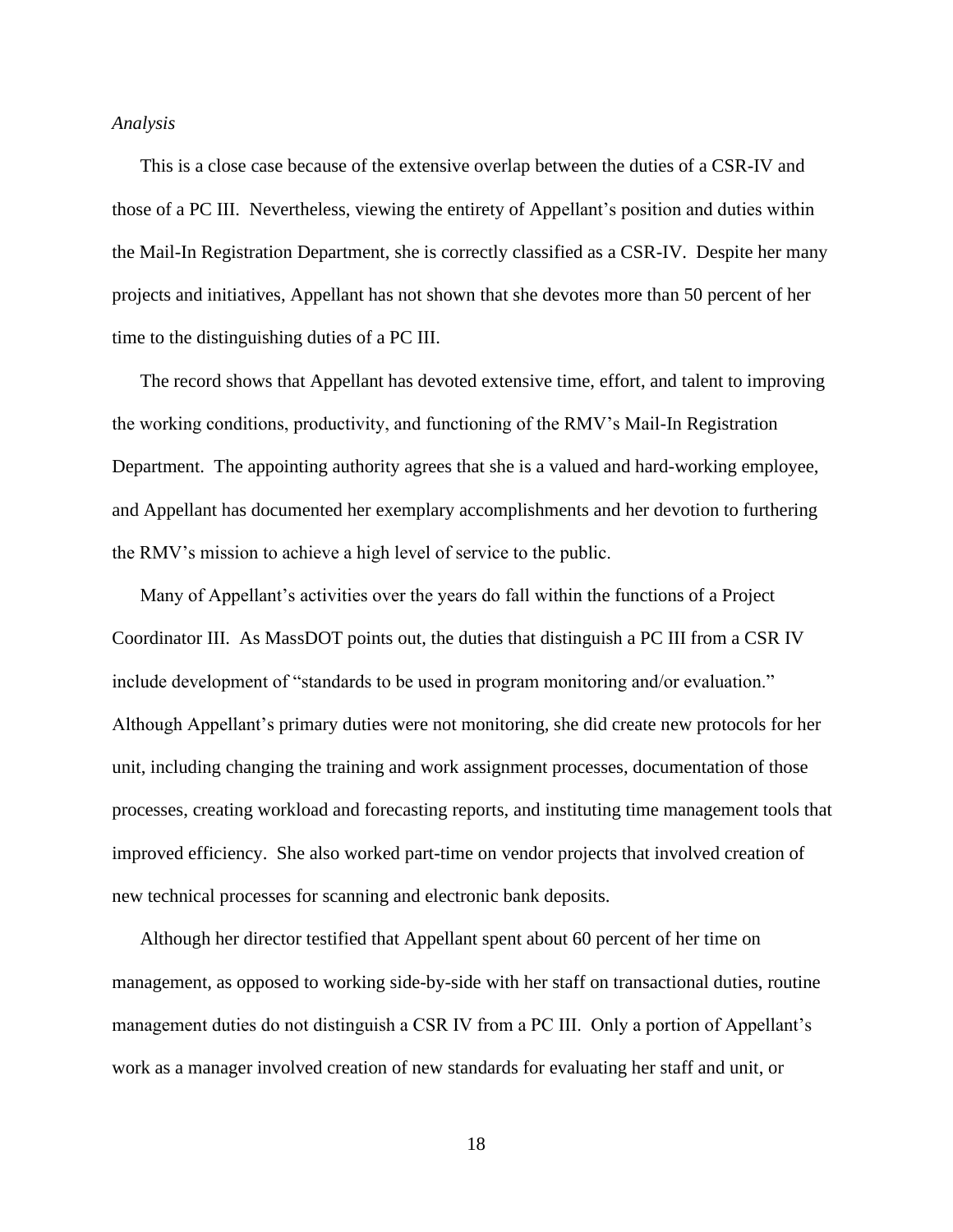*Analysis*

This is a close case because of the extensive overlap between the duties of a CSR-IV and those of a PC III. Nevertheless, viewing the entirety of Appellant's position and duties within the Mail-In Registration Department, she is correctly classified as a CSR-IV. Despite her many projects and initiatives, Appellant has not shown that she devotes more than 50 percent of her time to the distinguishing duties of a PC III.

The record shows that Appellant has devoted extensive time, effort, and talent to improving the working conditions, productivity, and functioning of the RMV's Mail-In Registration Department. The appointing authority agrees that she is a valued and hard-working employee, and Appellant has documented her exemplary accomplishments and her devotion to furthering the RMV's mission to achieve a high level of service to the public.

Many of Appellant's activities over the years do fall within the functions of a Project Coordinator III. As MassDOT points out, the duties that distinguish a PC III from a CSR IV include development of "standards to be used in program monitoring and/or evaluation." Although Appellant's primary duties were not monitoring, she did create new protocols for her unit, including changing the training and work assignment processes, documentation of those processes, creating workload and forecasting reports, and instituting time management tools that improved efficiency. She also worked part-time on vendor projects that involved creation of new technical processes for scanning and electronic bank deposits.

Although her director testified that Appellant spent about 60 percent of her time on management, as opposed to working side-by-side with her staff on transactional duties, routine management duties do not distinguish a CSR IV from a PC III. Only a portion of Appellant's work as a manager involved creation of new standards for evaluating her staff and unit, or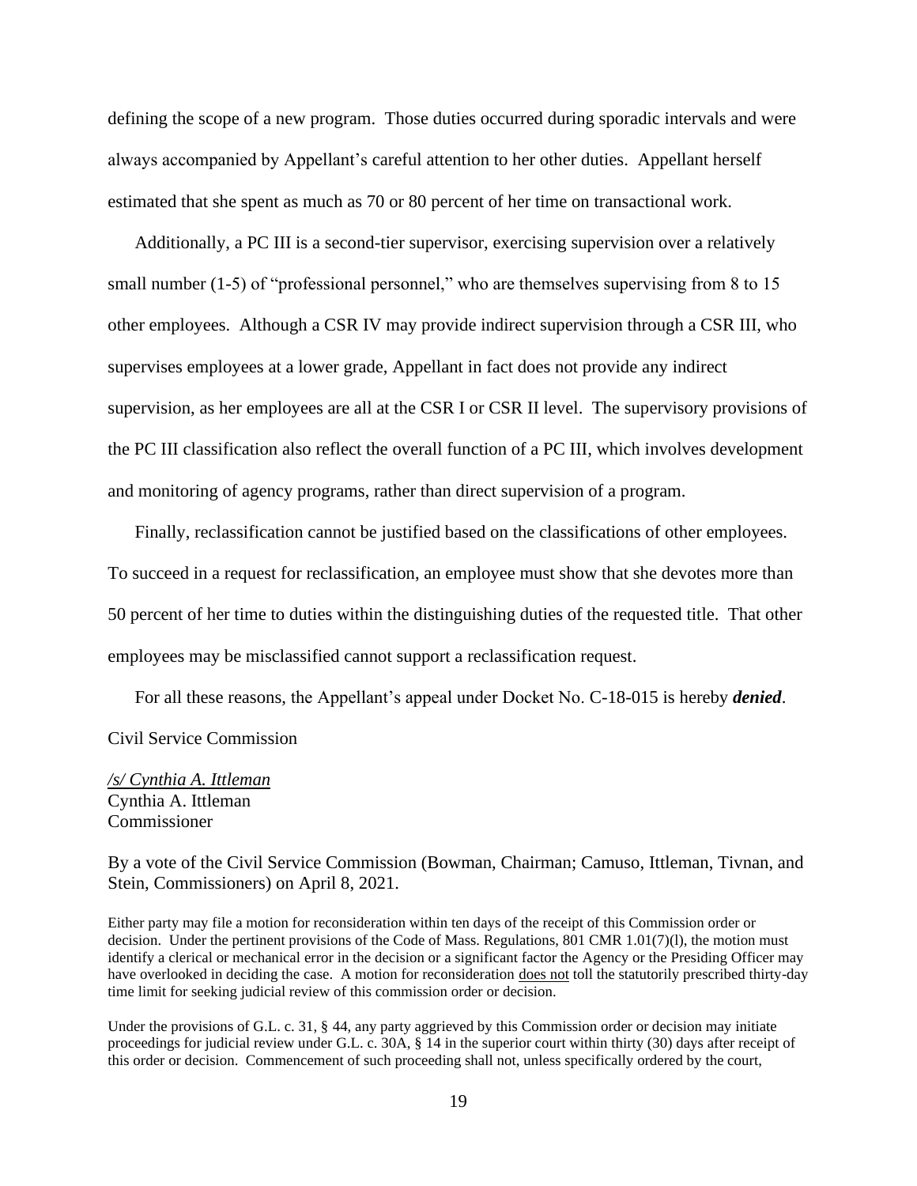defining the scope of a new program. Those duties occurred during sporadic intervals and were always accompanied by Appellant's careful attention to her other duties. Appellant herself estimated that she spent as much as 70 or 80 percent of her time on transactional work.

Additionally, a PC III is a second-tier supervisor, exercising supervision over a relatively small number (1-5) of "professional personnel," who are themselves supervising from 8 to 15 other employees. Although a CSR IV may provide indirect supervision through a CSR III, who supervises employees at a lower grade, Appellant in fact does not provide any indirect supervision, as her employees are all at the CSR I or CSR II level. The supervisory provisions of the PC III classification also reflect the overall function of a PC III, which involves development and monitoring of agency programs, rather than direct supervision of a program.

Finally, reclassification cannot be justified based on the classifications of other employees. To succeed in a request for reclassification, an employee must show that she devotes more than 50 percent of her time to duties within the distinguishing duties of the requested title. That other employees may be misclassified cannot support a reclassification request.

For all these reasons, the Appellant's appeal under Docket No. C-18-015 is hereby ***denied***.

Civil Service Commission

*/s/ Cynthia A. Ittleman*
Cynthia A. Ittleman
Commissioner

By a vote of the Civil Service Commission (Bowman, Chairman; Camuso, Ittleman, Tivnan, and Stein, Commissioners) on April 8, 2021.

Either party may file a motion for reconsideration within ten days of the receipt of this Commission order or decision. Under the pertinent provisions of the Code of Mass. Regulations, 801 CMR 1.01(7)(l), the motion must identify a clerical or mechanical error in the decision or a significant factor the Agency or the Presiding Officer may have overlooked in deciding the case. A motion for reconsideration does not toll the statutorily prescribed thirty-day time limit for seeking judicial review of this commission order or decision.

Under the provisions of G.L. c. 31, § 44, any party aggrieved by this Commission order or decision may initiate proceedings for judicial review under G.L. c. 30A, § 14 in the superior court within thirty (30) days after receipt of this order or decision. Commencement of such proceeding shall not, unless specifically ordered by the court,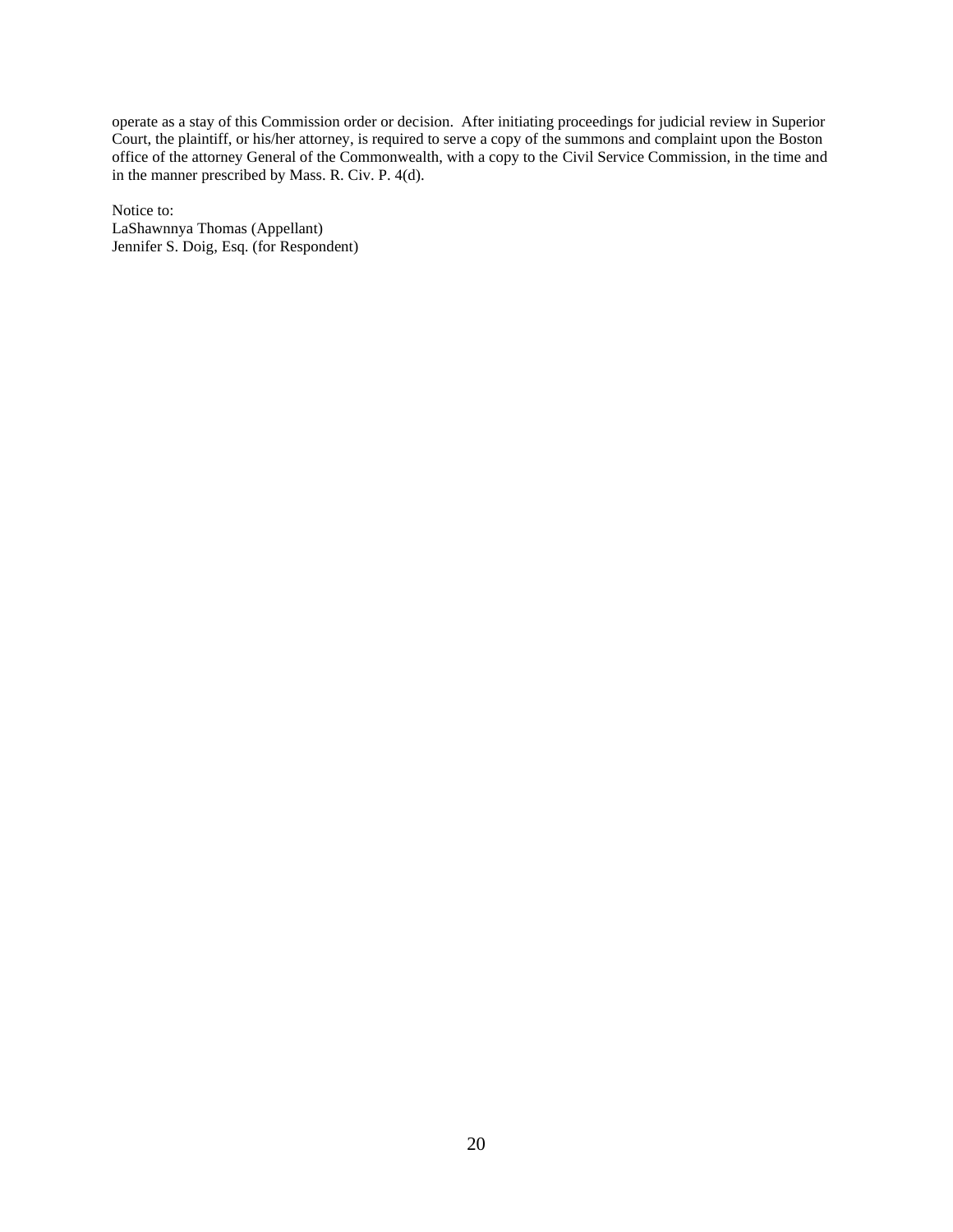operate as a stay of this Commission order or decision. After initiating proceedings for judicial review in Superior Court, the plaintiff, or his/her attorney, is required to serve a copy of the summons and complaint upon the Boston office of the attorney General of the Commonwealth, with a copy to the Civil Service Commission, in the time and in the manner prescribed by Mass. R. Civ. P. 4(d).

Notice to:
LaShawnnya Thomas (Appellant)
Jennifer S. Doig, Esq. (for Respondent)